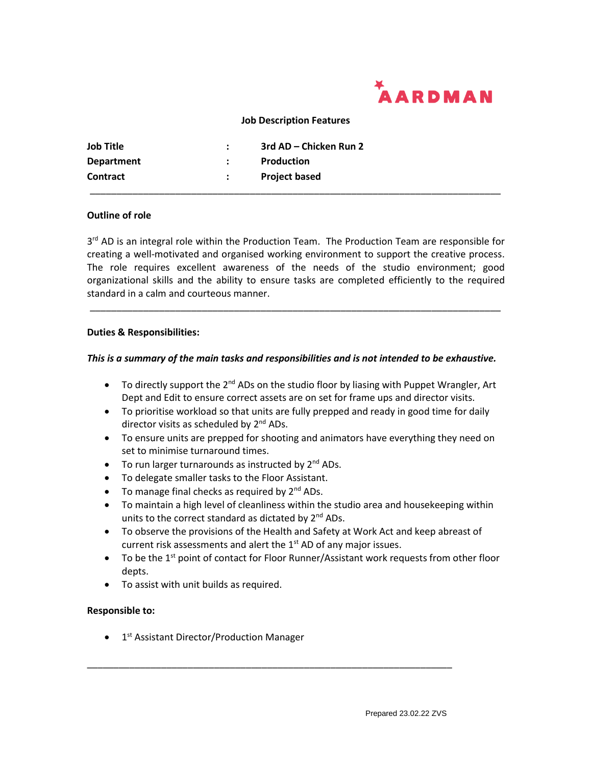AARDMAN

**Job Description Features**

| | | |
|---|---|---|
| **Job Title** | : | **3rd AD – Chicken Run 2** |
| **Department** | : | **Production** |
| **Contract** | : | **Project based** |

---

**Outline of role**

3rd AD is an integral role within the Production Team. The Production Team are responsible for creating a well-motivated and organised working environment to support the creative process. The role requires excellent awareness of the needs of the studio environment; good organizational skills and the ability to ensure tasks are completed efficiently to the required standard in a calm and courteous manner.

---

**Duties & Responsibilities:**

***This is a summary of the main tasks and responsibilities and is not intended to be exhaustive.***

- To directly support the 2nd ADs on the studio floor by liasing with Puppet Wrangler, Art Dept and Edit to ensure correct assets are on set for frame ups and director visits.
- To prioritise workload so that units are fully prepped and ready in good time for daily director visits as scheduled by 2nd ADs.
- To ensure units are prepped for shooting and animators have everything they need on set to minimise turnaround times.
- To run larger turnarounds as instructed by 2nd ADs.
- To delegate smaller tasks to the Floor Assistant.
- To manage final checks as required by 2nd ADs.
- To maintain a high level of cleanliness within the studio area and housekeeping within units to the correct standard as dictated by 2nd ADs.
- To observe the provisions of the Health and Safety at Work Act and keep abreast of current risk assessments and alert the 1st AD of any major issues.
- To be the 1st point of contact for Floor Runner/Assistant work requests from other floor depts.
- To assist with unit builds as required.

**Responsible to:**

- 1st Assistant Director/Production Manager

---

Prepared 23.02.22 ZVS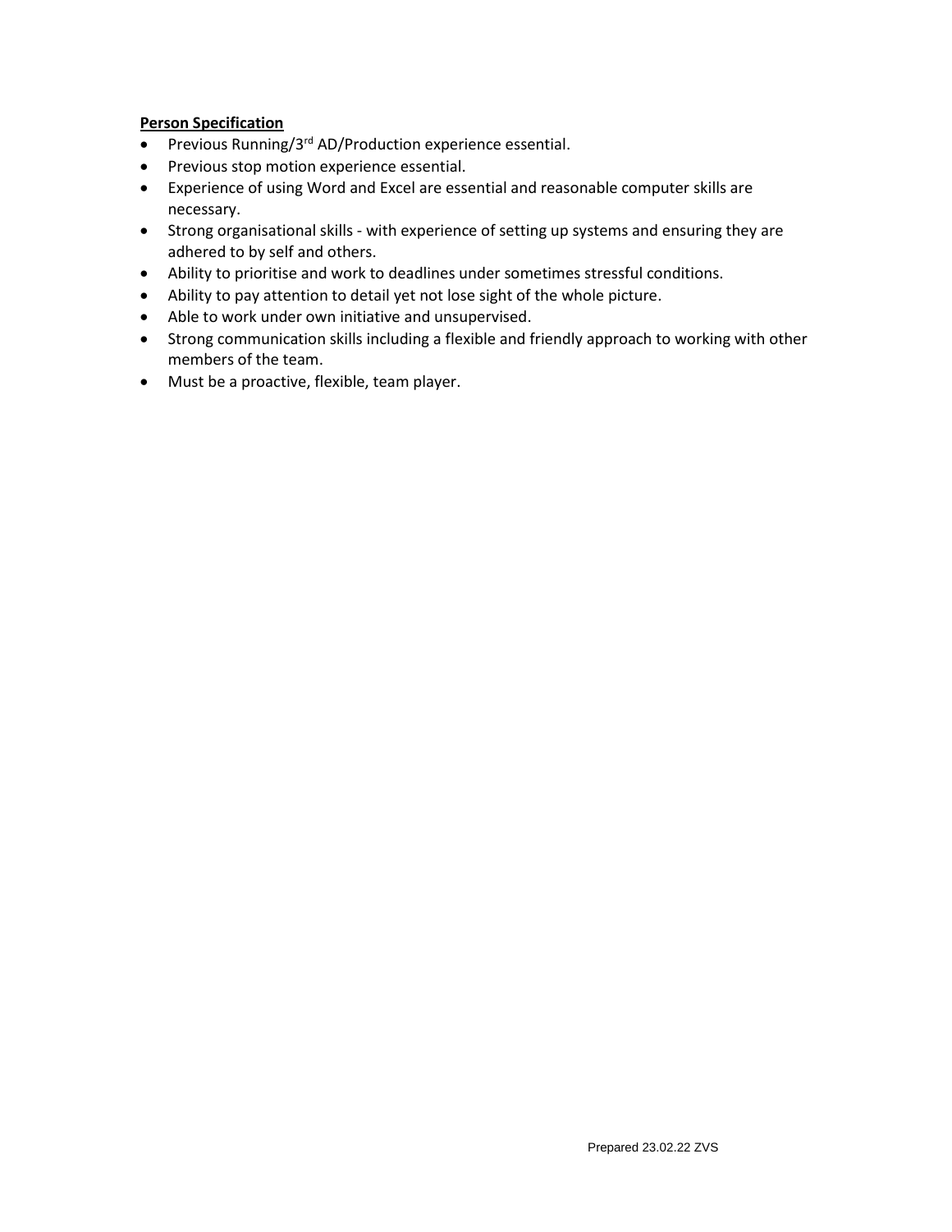**Person Specification**

- Previous Running/3rd AD/Production experience essential.
- Previous stop motion experience essential.
- Experience of using Word and Excel are essential and reasonable computer skills are necessary.
- Strong organisational skills - with experience of setting up systems and ensuring they are adhered to by self and others.
- Ability to prioritise and work to deadlines under sometimes stressful conditions.
- Ability to pay attention to detail yet not lose sight of the whole picture.
- Able to work under own initiative and unsupervised.
- Strong communication skills including a flexible and friendly approach to working with other members of the team.
- Must be a proactive, flexible, team player.

Prepared 23.02.22 ZVS